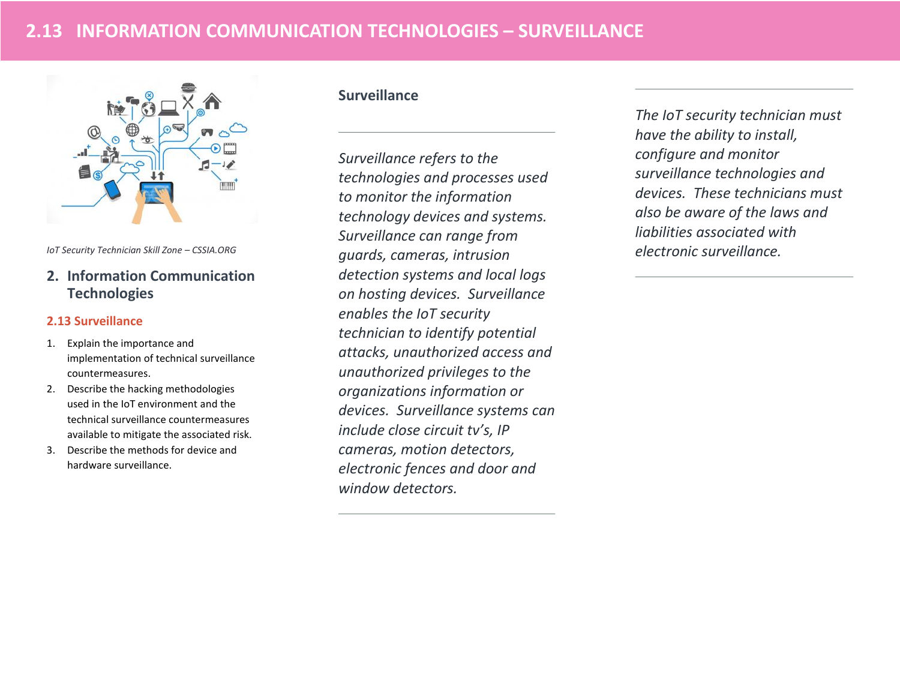# 2.13 INFORMATION COMMUNICATION TECHNOLOGIES – SURVEILLANCE

*IoT Security Technician Skill Zone – CSSIA.ORG*

## 2. Information Communication Technologies

### 2.13 Surveillance

1. Explain the importance and implementation of technical surveillance countermeasures.
2. Describe the hacking methodologies used in the IoT environment and the technical surveillance countermeasures available to mitigate the associated risk.
3. Describe the methods for device and hardware surveillance.

### Surveillance

*Surveillance refers to the technologies and processes used to monitor the information technology devices and systems. Surveillance can range from guards, cameras, intrusion detection systems and local logs on hosting devices. Surveillance enables the IoT security technician to identify potential attacks, unauthorized access and unauthorized privileges to the organizations information or devices. Surveillance systems can include close circuit tv's, IP cameras, motion detectors, electronic fences and door and window detectors.*

*The IoT security technician must have the ability to install, configure and monitor surveillance technologies and devices. These technicians must also be aware of the laws and liabilities associated with electronic surveillance.*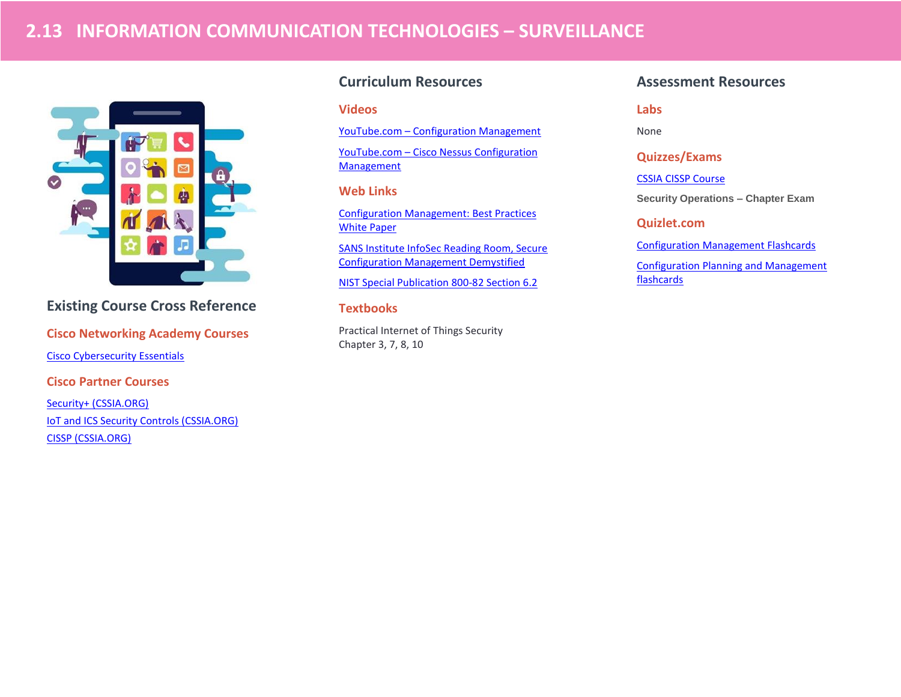# 2.13 INFORMATION COMMUNICATION TECHNOLOGIES – SURVEILLANCE

## Existing Course Cross Reference

### Cisco Networking Academy Courses

Cisco Cybersecurity Essentials

### Cisco Partner Courses

Security+ (CSSIA.ORG)
IoT and ICS Security Controls (CSSIA.ORG)
CISSP (CSSIA.ORG)

## Curriculum Resources

### Videos

YouTube.com – Configuration Management

YouTube.com – Cisco Nessus Configuration Management

### Web Links

Configuration Management: Best Practices White Paper

SANS Institute InfoSec Reading Room, Secure Configuration Management Demystified

NIST Special Publication 800-82 Section 6.2

### Textbooks

Practical Internet of Things Security
Chapter 3, 7, 8, 10

## Assessment Resources

### Labs

None

### Quizzes/Exams

CSSIA CISSP Course

**Security Operations – Chapter Exam**

### Quizlet.com

Configuration Management Flashcards

Configuration Planning and Management flashcards